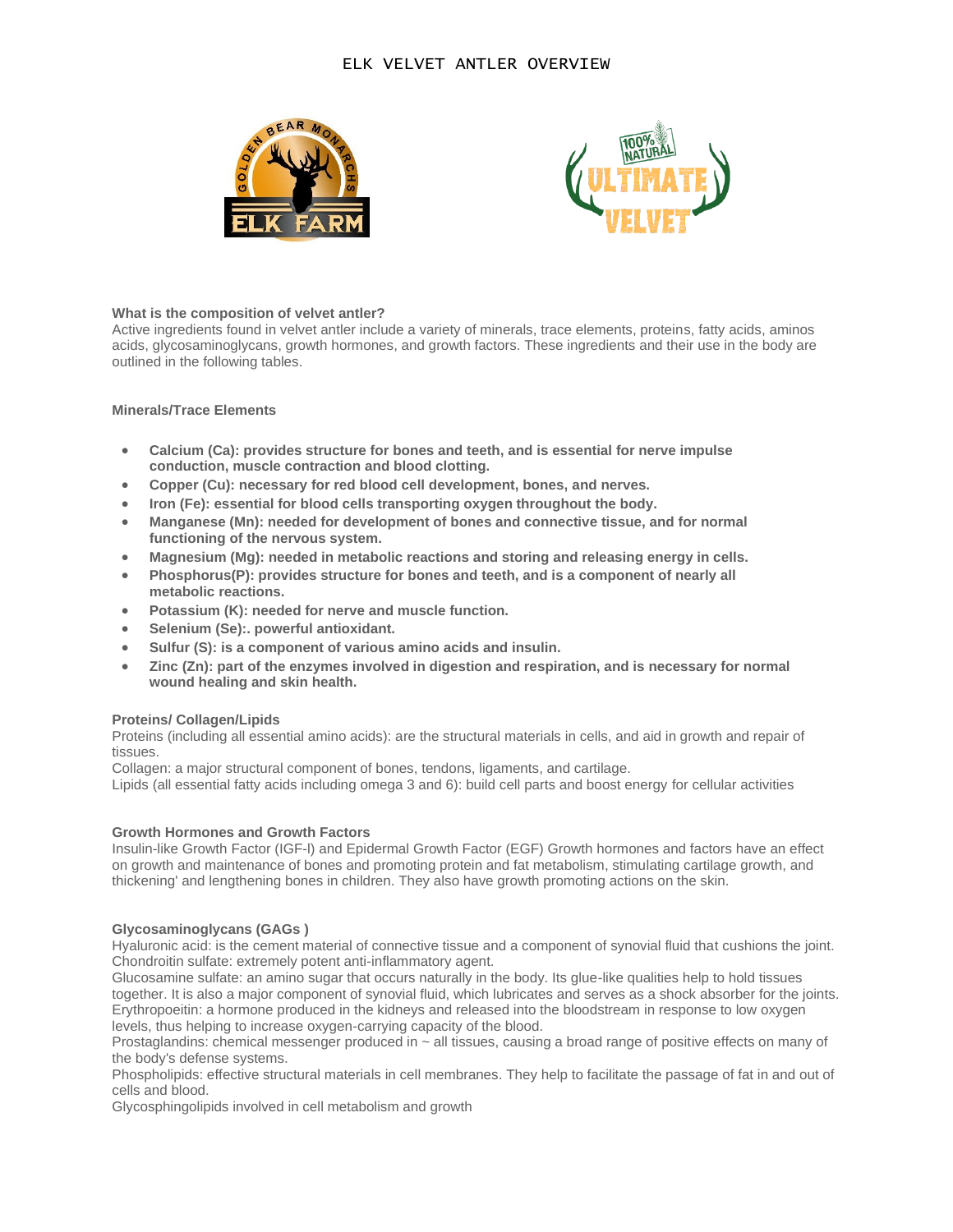# ELK VELVET ANTLER OVERVIEW

**What is the composition of velvet antler?**
Active ingredients found in velvet antler include a variety of minerals, trace elements, proteins, fatty acids, aminos acids, glycosaminoglycans, growth hormones, and growth factors. These ingredients and their use in the body are outlined in the following tables.

**Minerals/Trace Elements**

- **Calcium (Ca): provides structure for bones and teeth, and is essential for nerve impulse conduction, muscle contraction and blood clotting.**
- **Copper (Cu): necessary for red blood cell development, bones, and nerves.**
- **Iron (Fe): essential for blood cells transporting oxygen throughout the body.**
- **Manganese (Mn): needed for development of bones and connective tissue, and for normal functioning of the nervous system.**
- **Magnesium (Mg): needed in metabolic reactions and storing and releasing energy in cells.**
- **Phosphorus(P): provides structure for bones and teeth, and is a component of nearly all metabolic reactions.**
- **Potassium (K): needed for nerve and muscle function.**
- **Selenium (Se):. powerful antioxidant.**
- **Sulfur (S): is a component of various amino acids and insulin.**
- **Zinc (Zn): part of the enzymes involved in digestion and respiration, and is necessary for normal wound healing and skin health.**

**Proteins/ Collagen/Lipids**
Proteins (including all essential amino acids): are the structural materials in cells, and aid in growth and repair of tissues.
Collagen: a major structural component of bones, tendons, ligaments, and cartilage.
Lipids (all essential fatty acids including omega 3 and 6): build cell parts and boost energy for cellular activities

**Growth Hormones and Growth Factors**
Insulin-like Growth Factor (IGF-l) and Epidermal Growth Factor (EGF) Growth hormones and factors have an effect on growth and maintenance of bones and promoting protein and fat metabolism, stimulating cartilage growth, and thickening' and lengthening bones in children. They also have growth promoting actions on the skin.

**Glycosaminoglycans (GAGs )**
Hyaluronic acid: is the cement material of connective tissue and a component of synovial fluid that cushions the joint.
Chondroitin sulfate: extremely potent anti-inflammatory agent.
Glucosamine sulfate: an amino sugar that occurs naturally in the body. Its glue-like qualities help to hold tissues together. It is also a major component of synovial fluid, which lubricates and serves as a shock absorber for the joints.
Erythropoeitin: a hormone produced in the kidneys and released into the bloodstream in response to low oxygen levels, thus helping to increase oxygen-carrying capacity of the blood.
Prostaglandins: chemical messenger produced in ~ all tissues, causing a broad range of positive effects on many of the body's defense systems.
Phospholipids: effective structural materials in cell membranes. They help to facilitate the passage of fat in and out of cells and blood.
Glycosphingolipids involved in cell metabolism and growth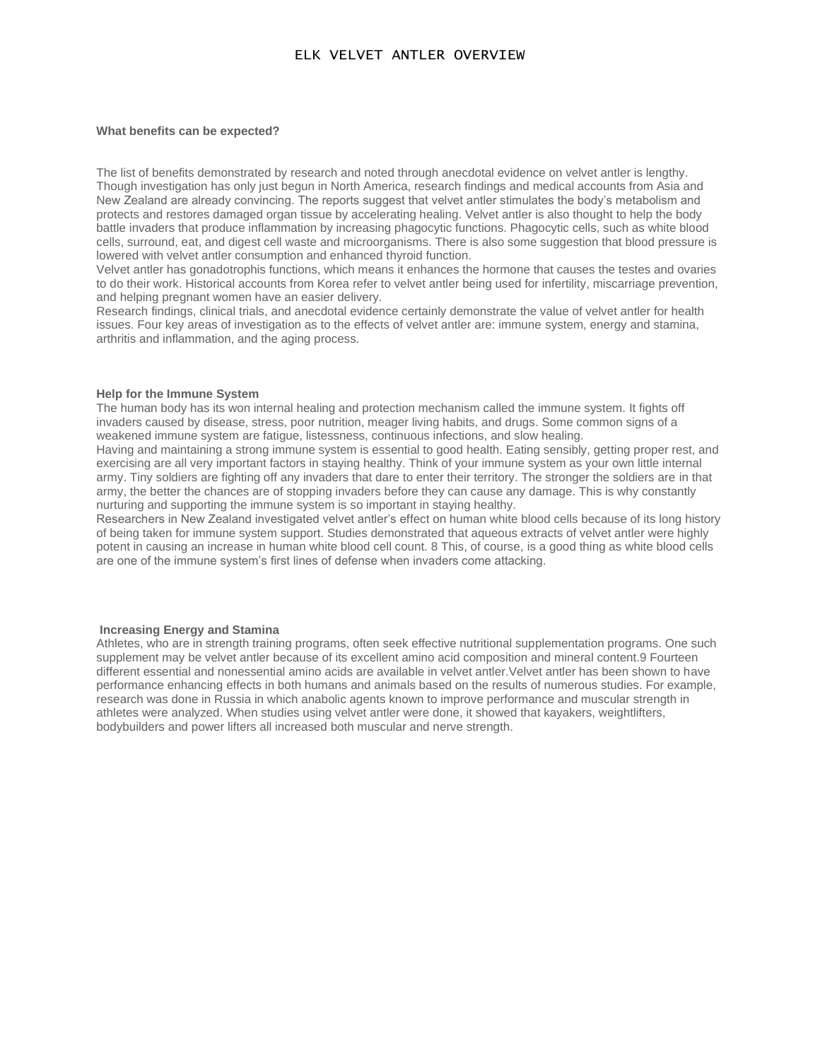# ELK VELVET ANTLER OVERVIEW

**What benefits can be expected?**

The list of benefits demonstrated by research and noted through anecdotal evidence on velvet antler is lengthy. Though investigation has only just begun in North America, research findings and medical accounts from Asia and New Zealand are already convincing. The reports suggest that velvet antler stimulates the body's metabolism and protects and restores damaged organ tissue by accelerating healing. Velvet antler is also thought to help the body battle invaders that produce inflammation by increasing phagocytic functions. Phagocytic cells, such as white blood cells, surround, eat, and digest cell waste and microorganisms. There is also some suggestion that blood pressure is lowered with velvet antler consumption and enhanced thyroid function.

Velvet antler has gonadotrophis functions, which means it enhances the hormone that causes the testes and ovaries to do their work. Historical accounts from Korea refer to velvet antler being used for infertility, miscarriage prevention, and helping pregnant women have an easier delivery.

Research findings, clinical trials, and anecdotal evidence certainly demonstrate the value of velvet antler for health issues. Four key areas of investigation as to the effects of velvet antler are: immune system, energy and stamina, arthritis and inflammation, and the aging process.

**Help for the Immune System**

The human body has its won internal healing and protection mechanism called the immune system. It fights off invaders caused by disease, stress, poor nutrition, meager living habits, and drugs. Some common signs of a weakened immune system are fatigue, listessness, continuous infections, and slow healing.

Having and maintaining a strong immune system is essential to good health. Eating sensibly, getting proper rest, and exercising are all very important factors in staying healthy. Think of your immune system as your own little internal army. Tiny soldiers are fighting off any invaders that dare to enter their territory. The stronger the soldiers are in that army, the better the chances are of stopping invaders before they can cause any damage. This is why constantly nurturing and supporting the immune system is so important in staying healthy.

Researchers in New Zealand investigated velvet antler's effect on human white blood cells because of its long history of being taken for immune system support. Studies demonstrated that aqueous extracts of velvet antler were highly potent in causing an increase in human white blood cell count. 8 This, of course, is a good thing as white blood cells are one of the immune system's first lines of defense when invaders come attacking.

**Increasing Energy and Stamina**

Athletes, who are in strength training programs, often seek effective nutritional supplementation programs. One such supplement may be velvet antler because of its excellent amino acid composition and mineral content.9 Fourteen different essential and nonessential amino acids are available in velvet antler.Velvet antler has been shown to have performance enhancing effects in both humans and animals based on the results of numerous studies. For example, research was done in Russia in which anabolic agents known to improve performance and muscular strength in athletes were analyzed. When studies using velvet antler were done, it showed that kayakers, weightlifters, bodybuilders and power lifters all increased both muscular and nerve strength.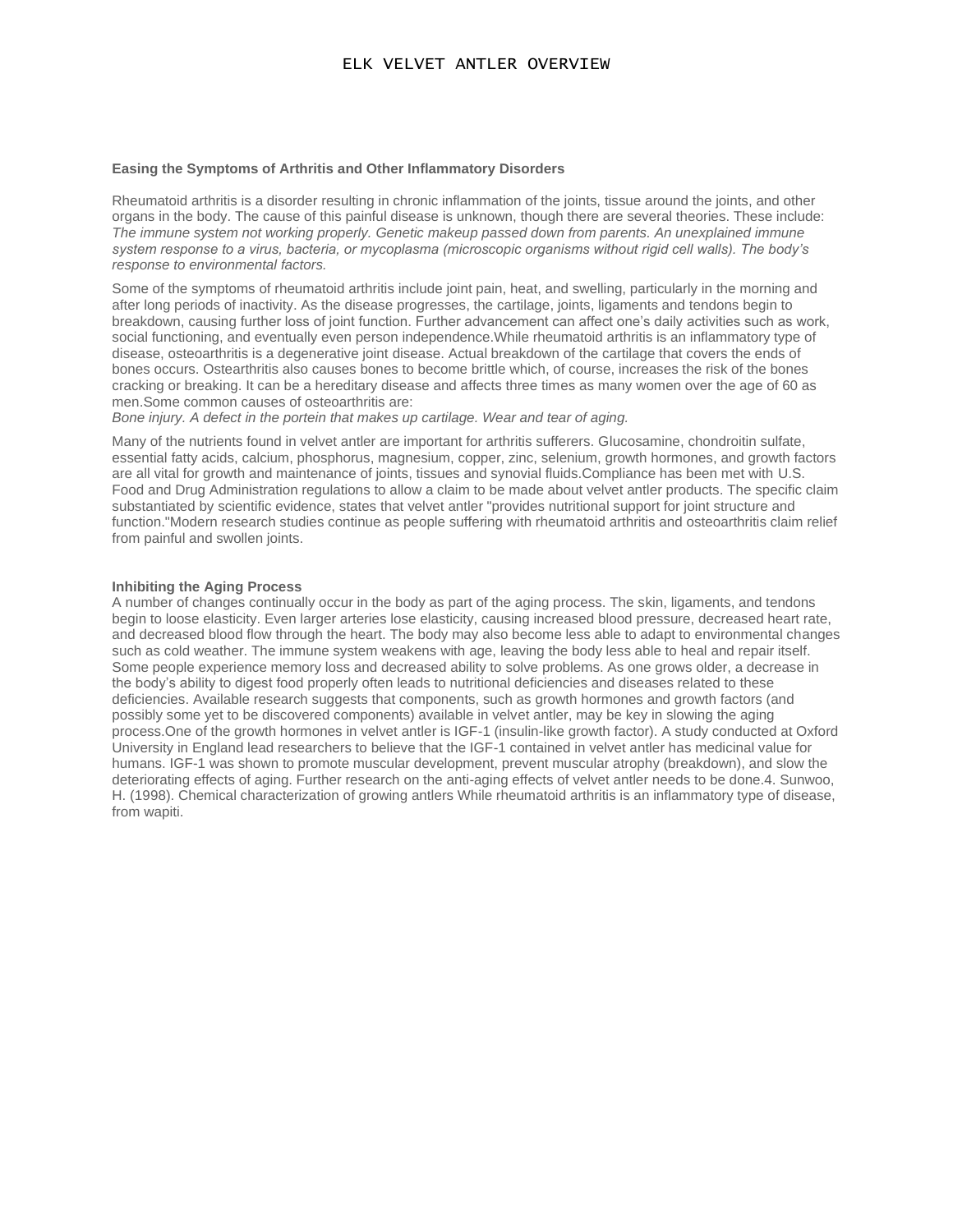# ELK VELVET ANTLER OVERVIEW

**Easing the Symptoms of Arthritis and Other Inflammatory Disorders**

Rheumatoid arthritis is a disorder resulting in chronic inflammation of the joints, tissue around the joints, and other organs in the body. The cause of this painful disease is unknown, though there are several theories. These include: *The immune system not working properly. Genetic makeup passed down from parents. An unexplained immune system response to a virus, bacteria, or mycoplasma (microscopic organisms without rigid cell walls). The body's response to environmental factors.*

Some of the symptoms of rheumatoid arthritis include joint pain, heat, and swelling, particularly in the morning and after long periods of inactivity. As the disease progresses, the cartilage, joints, ligaments and tendons begin to breakdown, causing further loss of joint function. Further advancement can affect one's daily activities such as work, social functioning, and eventually even person independence.While rheumatoid arthritis is an inflammatory type of disease, osteoarthritis is a degenerative joint disease. Actual breakdown of the cartilage that covers the ends of bones occurs. Ostearthritis also causes bones to become brittle which, of course, increases the risk of the bones cracking or breaking. It can be a hereditary disease and affects three times as many women over the age of 60 as men.Some common causes of osteoarthritis are:
*Bone injury. A defect in the portein that makes up cartilage. Wear and tear of aging.*

Many of the nutrients found in velvet antler are important for arthritis sufferers. Glucosamine, chondroitin sulfate, essential fatty acids, calcium, phosphorus, magnesium, copper, zinc, selenium, growth hormones, and growth factors are all vital for growth and maintenance of joints, tissues and synovial fluids.Compliance has been met with U.S. Food and Drug Administration regulations to allow a claim to be made about velvet antler products. The specific claim substantiated by scientific evidence, states that velvet antler "provides nutritional support for joint structure and function."Modern research studies continue as people suffering with rheumatoid arthritis and osteoarthritis claim relief from painful and swollen joints.

**Inhibiting the Aging Process**

A number of changes continually occur in the body as part of the aging process. The skin, ligaments, and tendons begin to loose elasticity. Even larger arteries lose elasticity, causing increased blood pressure, decreased heart rate, and decreased blood flow through the heart. The body may also become less able to adapt to environmental changes such as cold weather. The immune system weakens with age, leaving the body less able to heal and repair itself. Some people experience memory loss and decreased ability to solve problems. As one grows older, a decrease in the body's ability to digest food properly often leads to nutritional deficiencies and diseases related to these deficiencies. Available research suggests that components, such as growth hormones and growth factors (and possibly some yet to be discovered components) available in velvet antler, may be key in slowing the aging process.One of the growth hormones in velvet antler is IGF-1 (insulin-like growth factor). A study conducted at Oxford University in England lead researchers to believe that the IGF-1 contained in velvet antler has medicinal value for humans. IGF-1 was shown to promote muscular development, prevent muscular atrophy (breakdown), and slow the deteriorating effects of aging. Further research on the anti-aging effects of velvet antler needs to be done.4. Sunwoo, H. (1998). Chemical characterization of growing antlers While rheumatoid arthritis is an inflammatory type of disease, from wapiti.